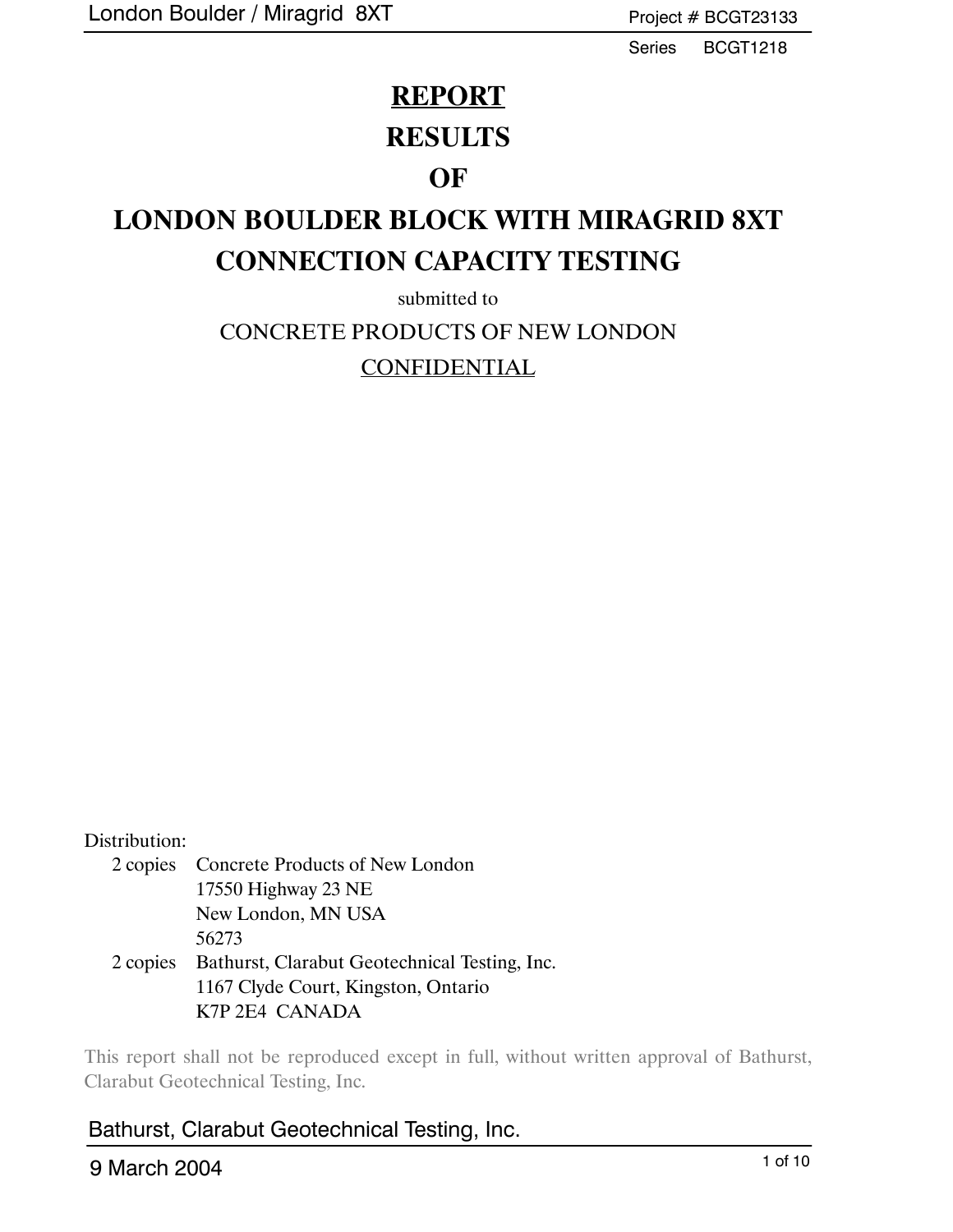Project # BCGT23133

Series BCGT1218

# REPORT
# RESULTS
# OF
# LONDON BOULDER BLOCK WITH MIRAGRID 8XT CONNECTION CAPACITY TESTING

submitted to

CONCRETE PRODUCTS OF NEW LONDON

CONFIDENTIAL

Distribution:

2 copies Concrete Products of New London
17550 Highway 23 NE
New London, MN USA
56273

2 copies Bathurst, Clarabut Geotechnical Testing, Inc.
1167 Clyde Court, Kingston, Ontario
K7P 2E4 CANADA

This report shall not be reproduced except in full, without written approval of Bathurst, Clarabut Geotechnical Testing, Inc.

Bathurst, Clarabut Geotechnical Testing, Inc.

9 March 2004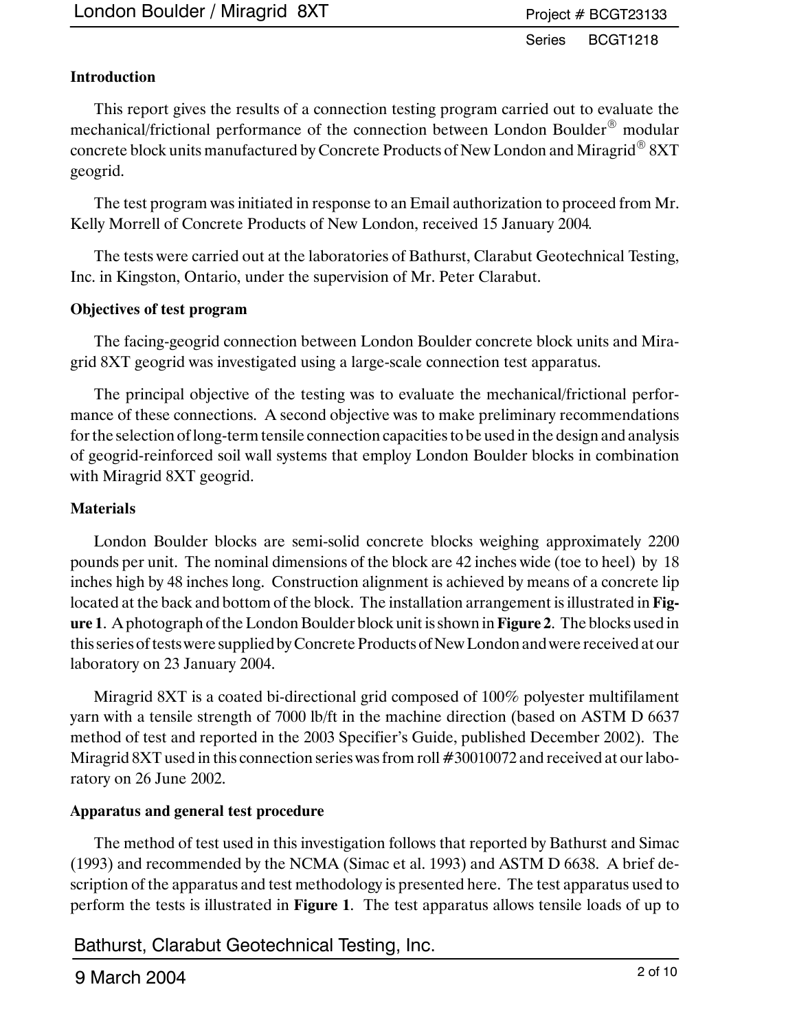## Introduction

This report gives the results of a connection testing program carried out to evaluate the mechanical/frictional performance of the connection between London Boulder® modular concrete block units manufactured by Concrete Products of New London and Miragrid® 8XT geogrid.

The test program was initiated in response to an Email authorization to proceed from Mr. Kelly Morrell of Concrete Products of New London, received 15 January 2004.

The tests were carried out at the laboratories of Bathurst, Clarabut Geotechnical Testing, Inc. in Kingston, Ontario, under the supervision of Mr. Peter Clarabut.

## Objectives of test program

The facing-geogrid connection between London Boulder concrete block units and Miragrid 8XT geogrid was investigated using a large-scale connection test apparatus.

The principal objective of the testing was to evaluate the mechanical/frictional performance of these connections. A second objective was to make preliminary recommendations for the selection of long-term tensile connection capacities to be used in the design and analysis of geogrid-reinforced soil wall systems that employ London Boulder blocks in combination with Miragrid 8XT geogrid.

## Materials

London Boulder blocks are semi-solid concrete blocks weighing approximately 2200 pounds per unit. The nominal dimensions of the block are 42 inches wide (toe to heel) by 18 inches high by 48 inches long. Construction alignment is achieved by means of a concrete lip located at the back and bottom of the block. The installation arrangement is illustrated in **Figure 1**. A photograph of the London Boulder block unit is shown in **Figure 2**. The blocks used in this series of tests were supplied by Concrete Products of New London and were received at our laboratory on 23 January 2004.

Miragrid 8XT is a coated bi-directional grid composed of 100% polyester multifilament yarn with a tensile strength of 7000 lb/ft in the machine direction (based on ASTM D 6637 method of test and reported in the 2003 Specifier's Guide, published December 2002). The Miragrid 8XT used in this connection series was from roll #30010072 and received at our laboratory on 26 June 2002.

## Apparatus and general test procedure

The method of test used in this investigation follows that reported by Bathurst and Simac (1993) and recommended by the NCMA (Simac et al. 1993) and ASTM D 6638. A brief description of the apparatus and test methodology is presented here. The test apparatus used to perform the tests is illustrated in **Figure 1**. The test apparatus allows tensile loads of up to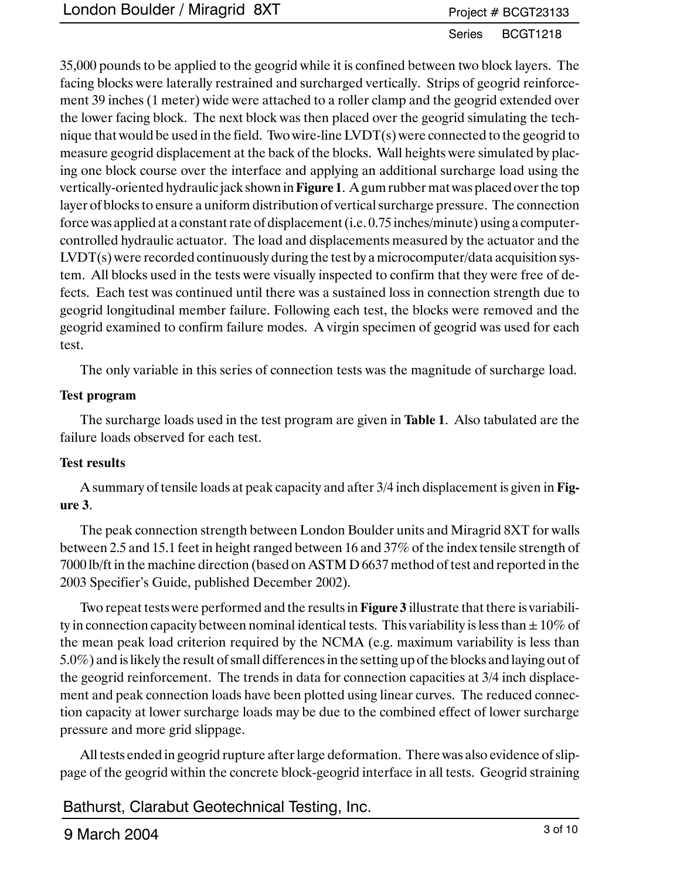35,000 pounds to be applied to the geogrid while it is confined between two block layers. The facing blocks were laterally restrained and surcharged vertically. Strips of geogrid reinforcement 39 inches (1 meter) wide were attached to a roller clamp and the geogrid extended over the lower facing block. The next block was then placed over the geogrid simulating the technique that would be used in the field. Two wire-line LVDT(s) were connected to the geogrid to measure geogrid displacement at the back of the blocks. Wall heights were simulated by placing one block course over the interface and applying an additional surcharge load using the vertically-oriented hydraulic jack shown in **Figure 1**. A gum rubber mat was placed over the top layer of blocks to ensure a uniform distribution of vertical surcharge pressure. The connection force was applied at a constant rate of displacement (i.e. 0.75 inches/minute) using a computer-controlled hydraulic actuator. The load and displacements measured by the actuator and the LVDT(s) were recorded continuously during the test by a microcomputer/data acquisition system. All blocks used in the tests were visually inspected to confirm that they were free of defects. Each test was continued until there was a sustained loss in connection strength due to geogrid longitudinal member failure. Following each test, the blocks were removed and the geogrid examined to confirm failure modes. A virgin specimen of geogrid was used for each test.

The only variable in this series of connection tests was the magnitude of surcharge load.

**Test program**

The surcharge loads used in the test program are given in **Table 1**. Also tabulated are the failure loads observed for each test.

**Test results**

A summary of tensile loads at peak capacity and after 3/4 inch displacement is given in **Figure 3**.

The peak connection strength between London Boulder units and Miragrid 8XT for walls between 2.5 and 15.1 feet in height ranged between 16 and 37% of the index tensile strength of 7000 lb/ft in the machine direction (based on ASTM D 6637 method of test and reported in the 2003 Specifier's Guide, published December 2002).

Two repeat tests were performed and the results in **Figure 3** illustrate that there is variability in connection capacity between nominal identical tests. This variability is less than ± 10% of the mean peak load criterion required by the NCMA (e.g. maximum variability is less than 5.0%) and is likely the result of small differences in the setting up of the blocks and laying out of the geogrid reinforcement. The trends in data for connection capacities at 3/4 inch displacement and peak connection loads have been plotted using linear curves. The reduced connection capacity at lower surcharge loads may be due to the combined effect of lower surcharge pressure and more grid slippage.

All tests ended in geogrid rupture after large deformation. There was also evidence of slippage of the geogrid within the concrete block-geogrid interface in all tests. Geogrid straining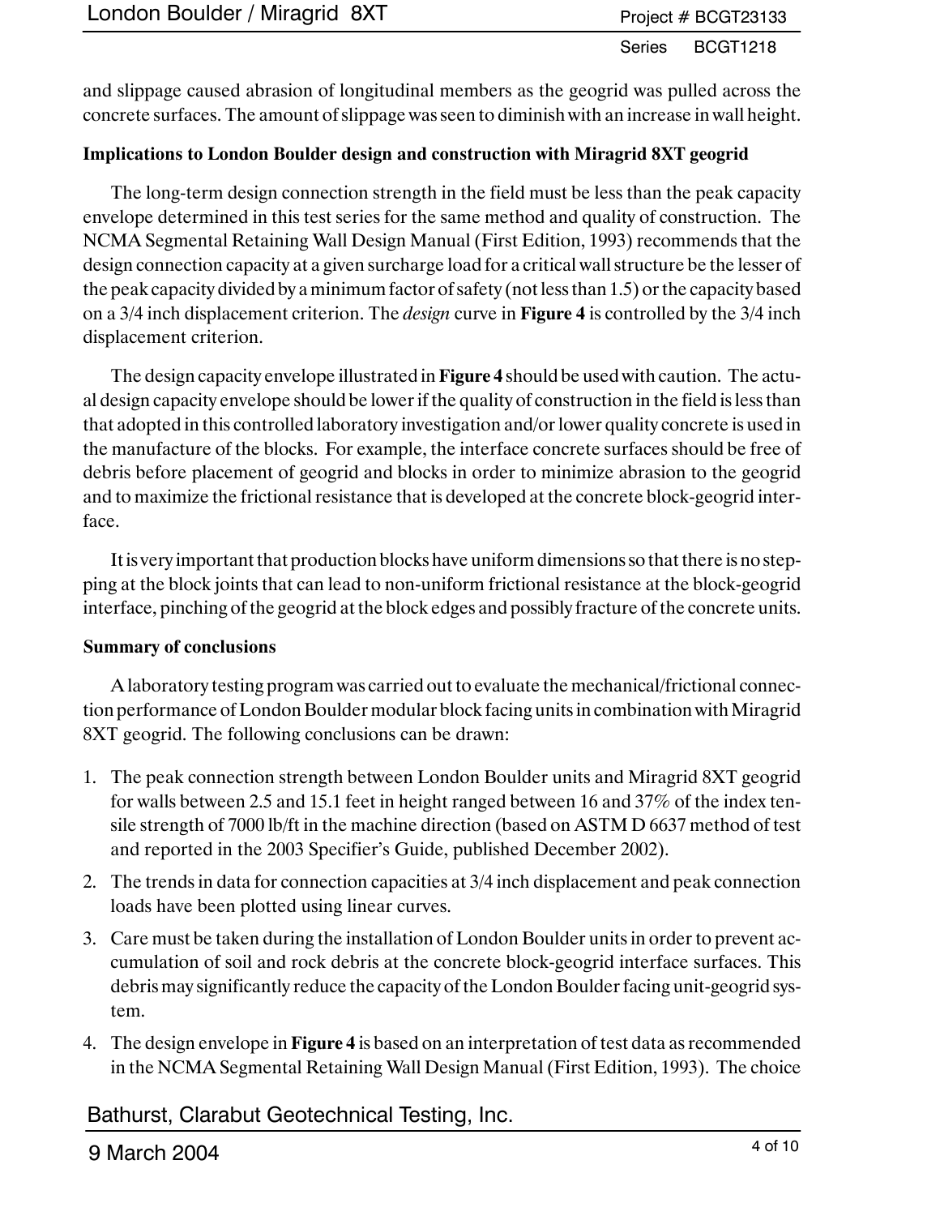and slippage caused abrasion of longitudinal members as the geogrid was pulled across the concrete surfaces. The amount of slippage was seen to diminish with an increase in wall height.

**Implications to London Boulder design and construction with Miragrid 8XT geogrid**

The long-term design connection strength in the field must be less than the peak capacity envelope determined in this test series for the same method and quality of construction. The NCMA Segmental Retaining Wall Design Manual (First Edition, 1993) recommends that the design connection capacity at a given surcharge load for a critical wall structure be the lesser of the peak capacity divided by a minimum factor of safety (not less than 1.5) or the capacity based on a 3/4 inch displacement criterion. The *design* curve in **Figure 4** is controlled by the 3/4 inch displacement criterion.

The design capacity envelope illustrated in **Figure 4** should be used with caution. The actual design capacity envelope should be lower if the quality of construction in the field is less than that adopted in this controlled laboratory investigation and/or lower quality concrete is used in the manufacture of the blocks. For example, the interface concrete surfaces should be free of debris before placement of geogrid and blocks in order to minimize abrasion to the geogrid and to maximize the frictional resistance that is developed at the concrete block-geogrid interface.

It is very important that production blocks have uniform dimensions so that there is no stepping at the block joints that can lead to non-uniform frictional resistance at the block-geogrid interface, pinching of the geogrid at the block edges and possibly fracture of the concrete units.

**Summary of conclusions**

A laboratory testing program was carried out to evaluate the mechanical/frictional connection performance of London Boulder modular block facing units in combination with Miragrid 8XT geogrid. The following conclusions can be drawn:

1. The peak connection strength between London Boulder units and Miragrid 8XT geogrid for walls between 2.5 and 15.1 feet in height ranged between 16 and 37% of the index tensile strength of 7000 lb/ft in the machine direction (based on ASTM D 6637 method of test and reported in the 2003 Specifier's Guide, published December 2002).
2. The trends in data for connection capacities at 3/4 inch displacement and peak connection loads have been plotted using linear curves.
3. Care must be taken during the installation of London Boulder units in order to prevent accumulation of soil and rock debris at the concrete block-geogrid interface surfaces. This debris may significantly reduce the capacity of the London Boulder facing unit-geogrid system.
4. The design envelope in **Figure 4** is based on an interpretation of test data as recommended in the NCMA Segmental Retaining Wall Design Manual (First Edition, 1993). The choice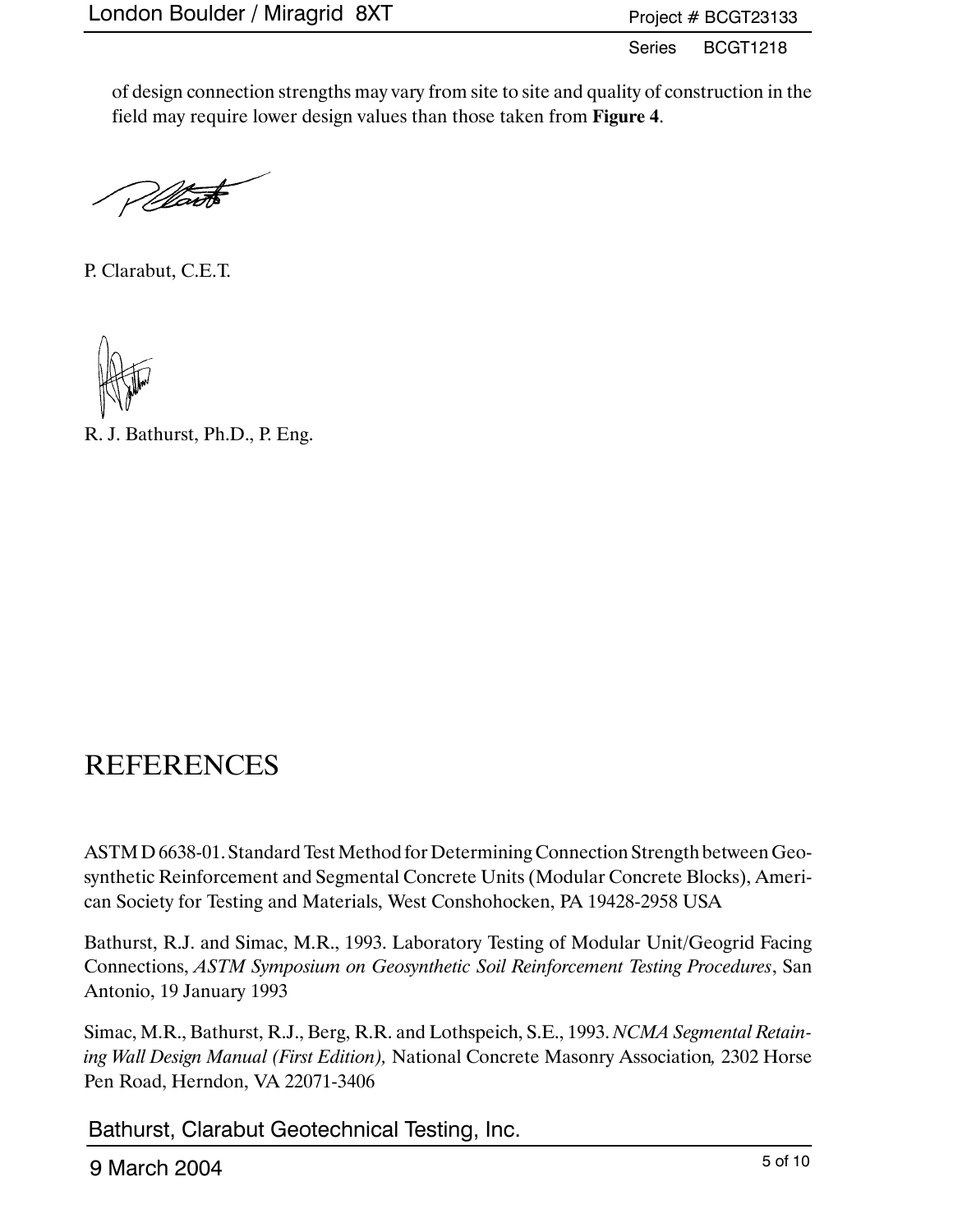of design connection strengths may vary from site to site and quality of construction in the field may require lower design values than those taken from **Figure 4**.

P. Clarabut, C.E.T.

R. J. Bathurst, Ph.D., P. Eng.

# REFERENCES

ASTM D 6638-01. Standard Test Method for Determining Connection Strength between Geosynthetic Reinforcement and Segmental Concrete Units (Modular Concrete Blocks), American Society for Testing and Materials, West Conshohocken, PA 19428-2958 USA

Bathurst, R.J. and Simac, M.R., 1993. Laboratory Testing of Modular Unit/Geogrid Facing Connections, *ASTM Symposium on Geosynthetic Soil Reinforcement Testing Procedures*, San Antonio, 19 January 1993

Simac, M.R., Bathurst, R.J., Berg, R.R. and Lothspeich, S.E., 1993. *NCMA Segmental Retaining Wall Design Manual (First Edition),* National Concrete Masonry Association*,* 2302 Horse Pen Road, Herndon, VA 22071-3406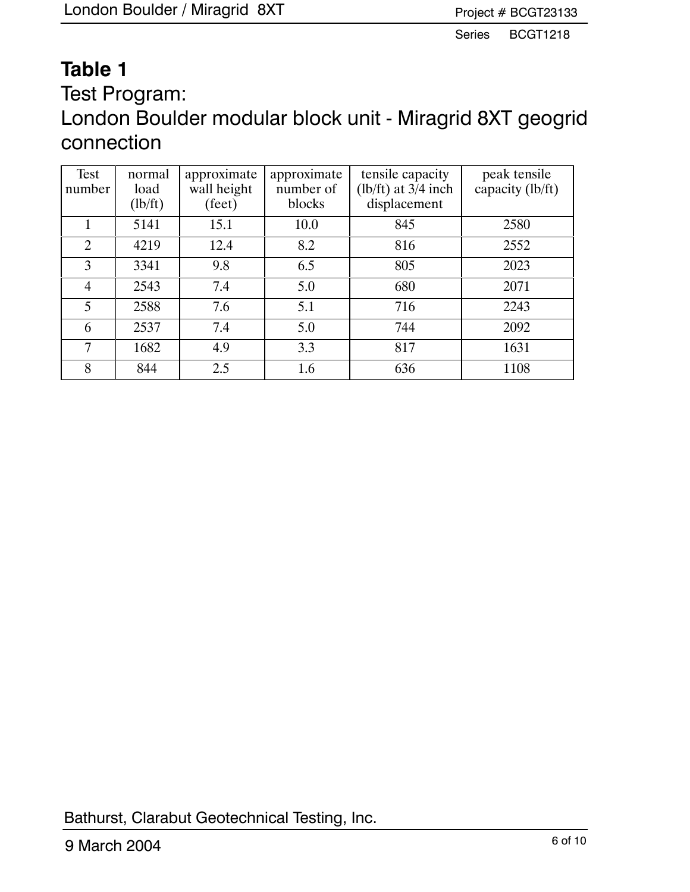# Table 1

## Test Program:
## London Boulder modular block unit - Miragrid 8XT geogrid connection

| Test number | normal load (lb/ft) | approximate wall height (feet) | approximate number of blocks | tensile capacity (lb/ft) at 3/4 inch displacement | peak tensile capacity (lb/ft) |
|---|---|---|---|---|---|
| 1 | 5141 | 15.1 | 10.0 | 845 | 2580 |
| 2 | 4219 | 12.4 | 8.2 | 816 | 2552 |
| 3 | 3341 | 9.8 | 6.5 | 805 | 2023 |
| 4 | 2543 | 7.4 | 5.0 | 680 | 2071 |
| 5 | 2588 | 7.6 | 5.1 | 716 | 2243 |
| 6 | 2537 | 7.4 | 5.0 | 744 | 2092 |
| 7 | 1682 | 4.9 | 3.3 | 817 | 1631 |
| 8 | 844 | 2.5 | 1.6 | 636 | 1108 |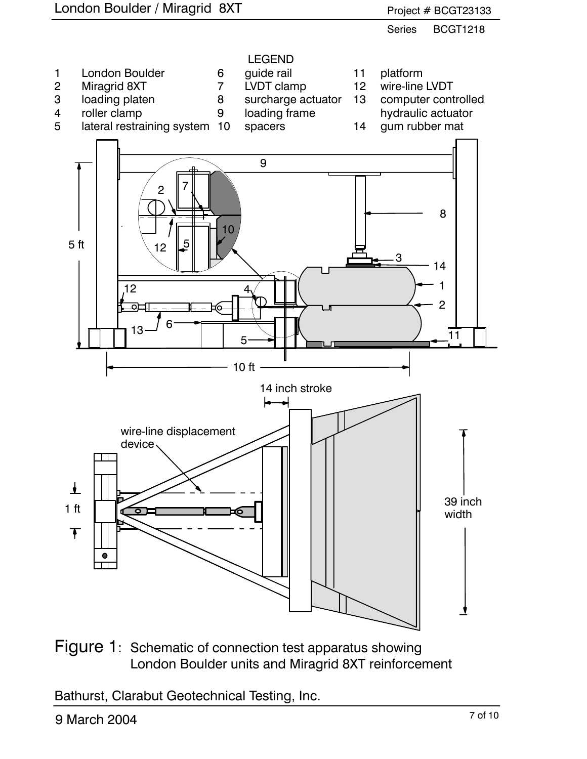## LEGEND

| | | | | | |
|---|---|---|---|---|---|
| 1 | London Boulder | 6 | guide rail | 11 | platform |
| 2 | Miragrid 8XT | 7 | LVDT clamp | 12 | wire-line LVDT |
| 3 | loading platen | 8 | surcharge actuator | 13 | computer controlled hydraulic actuator |
| 4 | roller clamp | 9 | loading frame | 14 | gum rubber mat |
| 5 | lateral restraining system | 10 | spacers | | |

Figure 1: Schematic of connection test apparatus showing London Boulder units and Miragrid 8XT reinforcement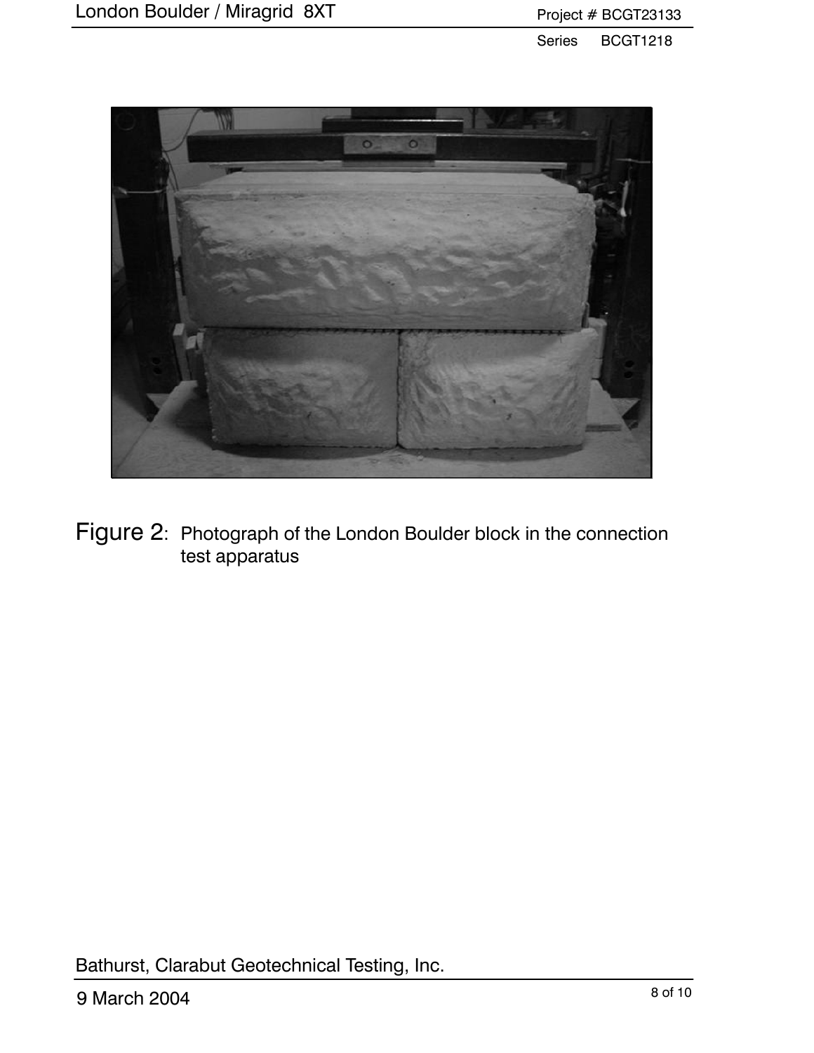Figure 2: Photograph of the London Boulder block in the connection test apparatus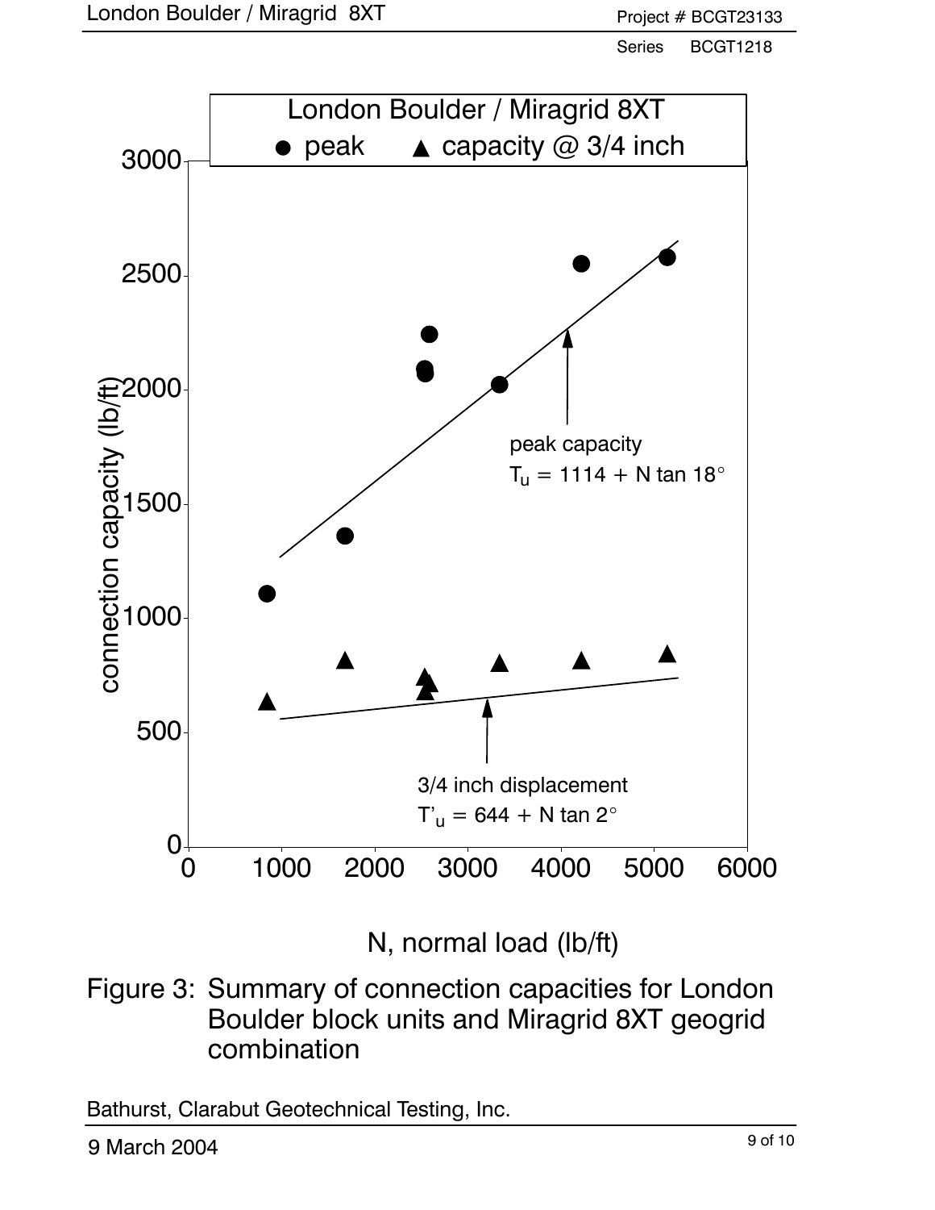London Boulder / Miragrid 8XT

● peak ▲ capacity @ 3/4 inch

peak capacity

$T_u = 1114 + N \tan 18°$

3/4 inch displacement

$T'_u = 644 + N \tan 2°$

connection capacity (lb/ft)

N, normal load (lb/ft)

Figure 3: Summary of connection capacities for London Boulder block units and Miragrid 8XT geogrid combination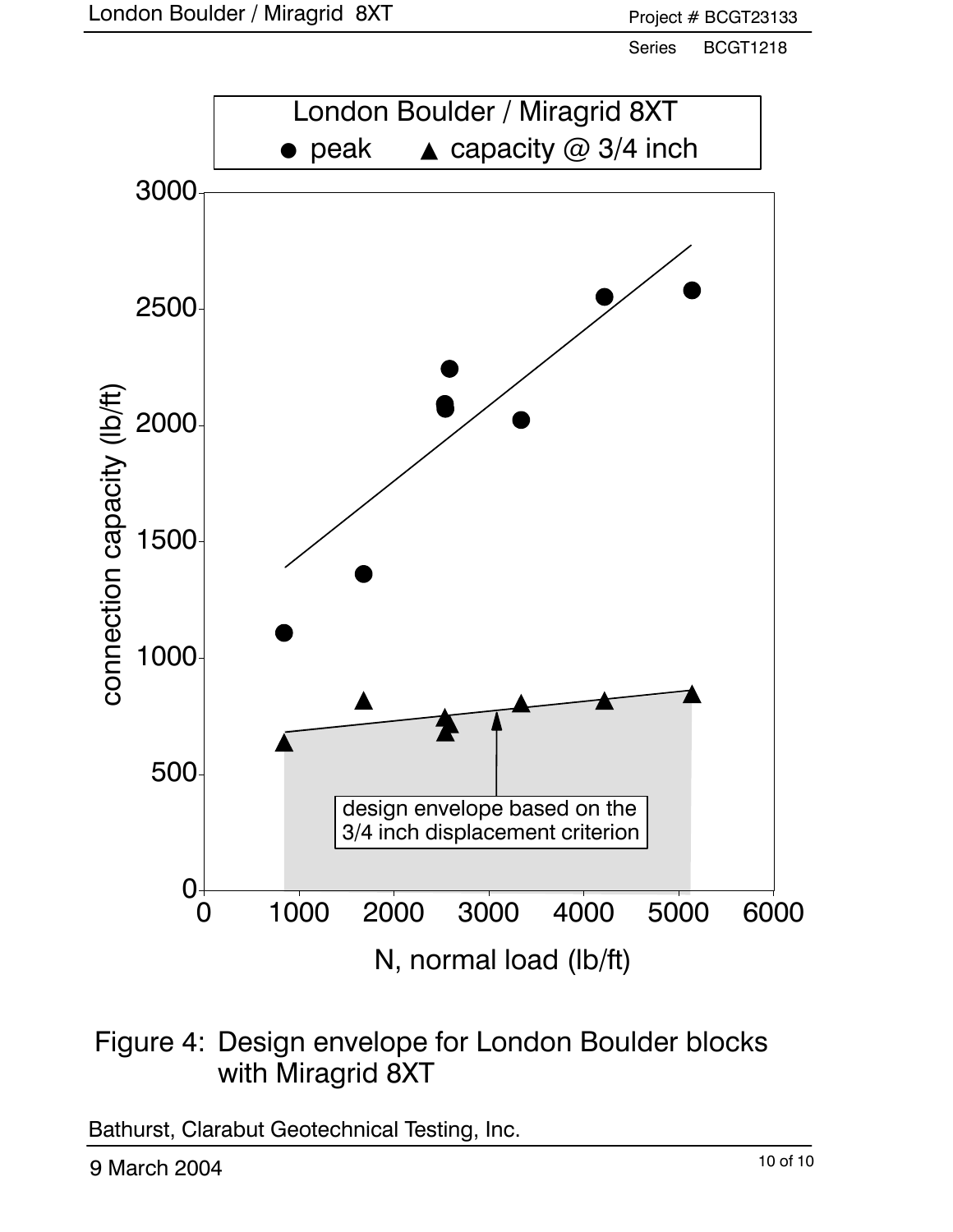London Boulder / Miragrid 8XT

● peak ▲ capacity @ 3/4 inch

connection capacity (lb/ft)

3000

2500

2000

1500

1000

500

0

0 1000 2000 3000 4000 5000 6000

N, normal load (lb/ft)

design envelope based on the 3/4 inch displacement criterion

Figure 4: Design envelope for London Boulder blocks with Miragrid 8XT

Bathurst, Clarabut Geotechnical Testing, Inc.

9 March 2004